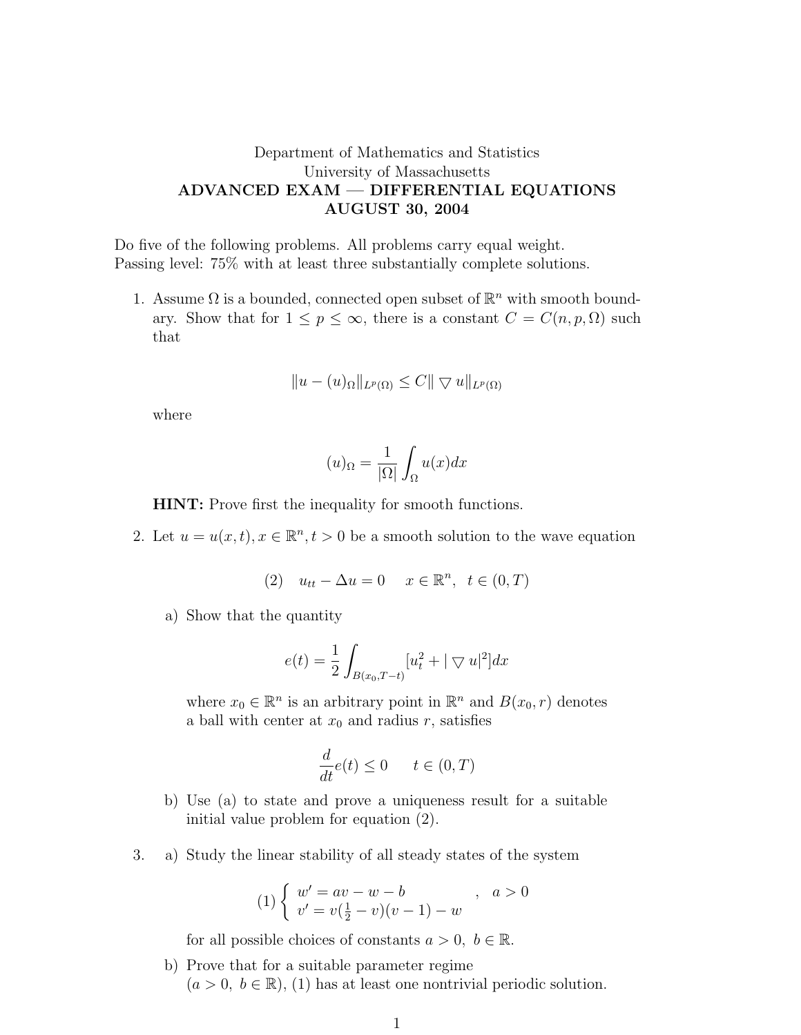Department of Mathematics and Statistics
University of Massachusetts

**ADVANCED EXAM — DIFFERENTIAL EQUATIONS**
**AUGUST 30, 2004**

Do five of the following problems. All problems carry equal weight.
Passing level: 75% with at least three substantially complete solutions.

1. Assume $\Omega$ is a bounded, connected open subset of $\mathbb{R}^n$ with smooth boundary. Show that for $1 \leq p \leq \infty$, there is a constant $C = C(n, p, \Omega)$ such that

$$\|u - (u)_\Omega\|_{L^p(\Omega)} \leq C \| \nabla u\|_{L^p(\Omega)}$$

where

$$(u)_\Omega = \frac{1}{|\Omega|} \int_\Omega u(x) dx$$

**HINT:** Prove first the inequality for smooth functions.

2. Let $u = u(x,t), x \in \mathbb{R}^n, t > 0$ be a smooth solution to the wave equation

$$(2) \quad u_{tt} - \Delta u = 0 \quad x \in \mathbb{R}^n, \;\; t \in (0, T)$$

a) Show that the quantity

$$e(t) = \frac{1}{2} \int_{B(x_0, T-t)} [u_t^2 + | \nabla u|^2] dx$$

where $x_0 \in \mathbb{R}^n$ is an arbitrary point in $\mathbb{R}^n$ and $B(x_0, r)$ denotes a ball with center at $x_0$ and radius $r$, satisfies

$$\frac{d}{dt} e(t) \leq 0 \qquad t \in (0, T)$$

b) Use (a) to state and prove a uniqueness result for a suitable initial value problem for equation (2).

3. a) Study the linear stability of all steady states of the system

$$(1) \begin{cases} w' = av - w - b \\ v' = v(\frac{1}{2} - v)(v - 1) - w \end{cases} , \quad a > 0$$

for all possible choices of constants $a > 0, \; b \in \mathbb{R}$.

b) Prove that for a suitable parameter regime $(a > 0, \; b \in \mathbb{R})$, (1) has at least one nontrivial periodic solution.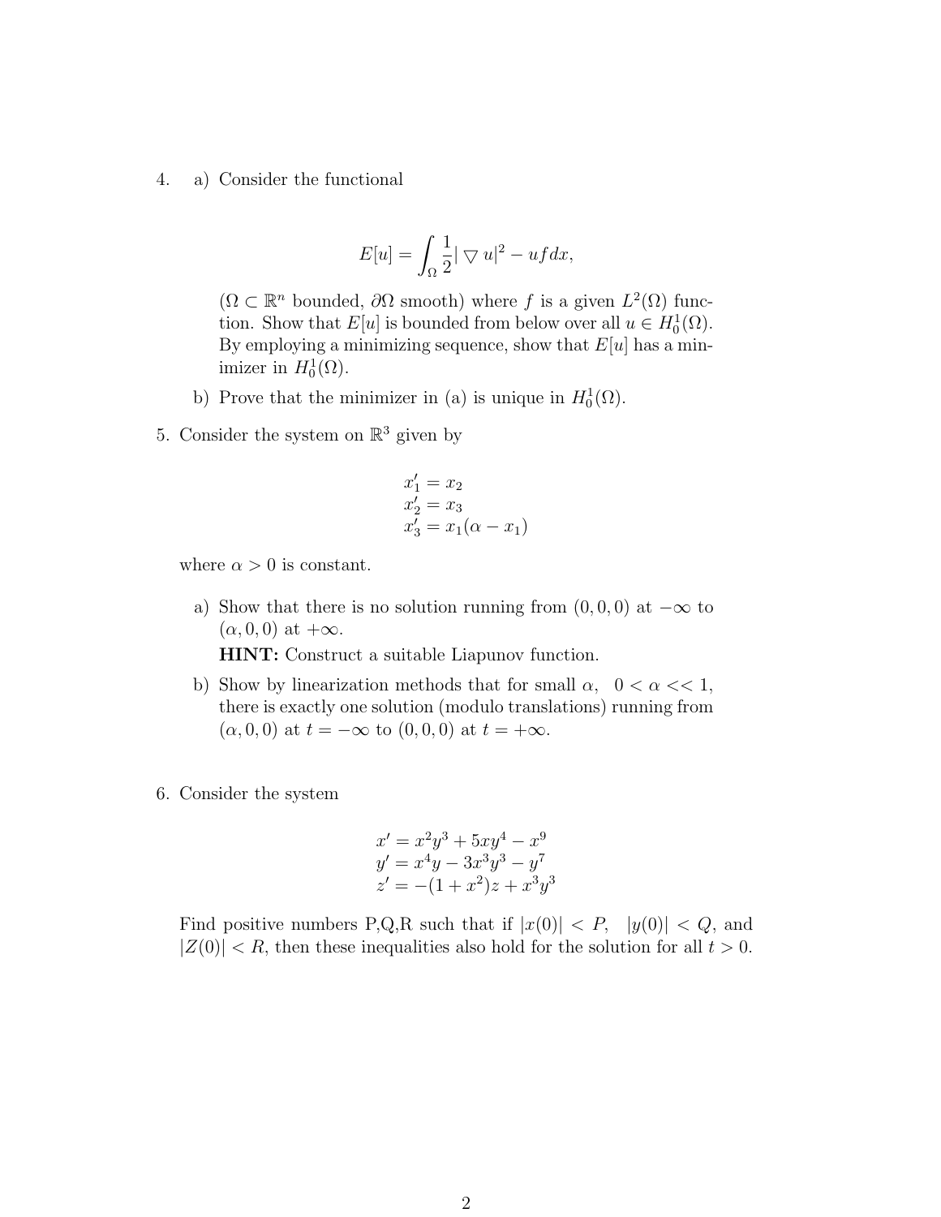4. a) Consider the functional

$$E[u] = \int_\Omega \frac{1}{2} |\bigtriangledown u|^2 - uf dx,$$

($\Omega \subset \mathbb{R}^n$ bounded, $\partial\Omega$ smooth) where $f$ is a given $L^2(\Omega)$ function. Show that $E[u]$ is bounded from below over all $u \in H_0^1(\Omega)$. By employing a minimizing sequence, show that $E[u]$ has a minimizer in $H_0^1(\Omega)$.

b) Prove that the minimizer in (a) is unique in $H_0^1(\Omega)$.

5. Consider the system on $\mathbb{R}^3$ given by

$$\begin{aligned} x_1' &= x_2 \\ x_2' &= x_3 \\ x_3' &= x_1(\alpha - x_1) \end{aligned}$$

where $\alpha > 0$ is constant.

a) Show that there is no solution running from $(0, 0, 0)$ at $-\infty$ to $(\alpha, 0, 0)$ at $+\infty$.

**HINT:** Construct a suitable Liapunov function.

b) Show by linearization methods that for small $\alpha$, $0 < \alpha << 1$, there is exactly one solution (modulo translations) running from $(\alpha, 0, 0)$ at $t = -\infty$ to $(0, 0, 0)$ at $t = +\infty$.

6. Consider the system

$$\begin{aligned} x' &= x^2y^3 + 5xy^4 - x^9 \\ y' &= x^4y - 3x^3y^3 - y^7 \\ z' &= -(1 + x^2)z + x^3y^3 \end{aligned}$$

Find positive numbers P,Q,R such that if $|x(0)| < P$, $|y(0)| < Q$, and $|Z(0)| < R$, then these inequalities also hold for the solution for all $t > 0$.